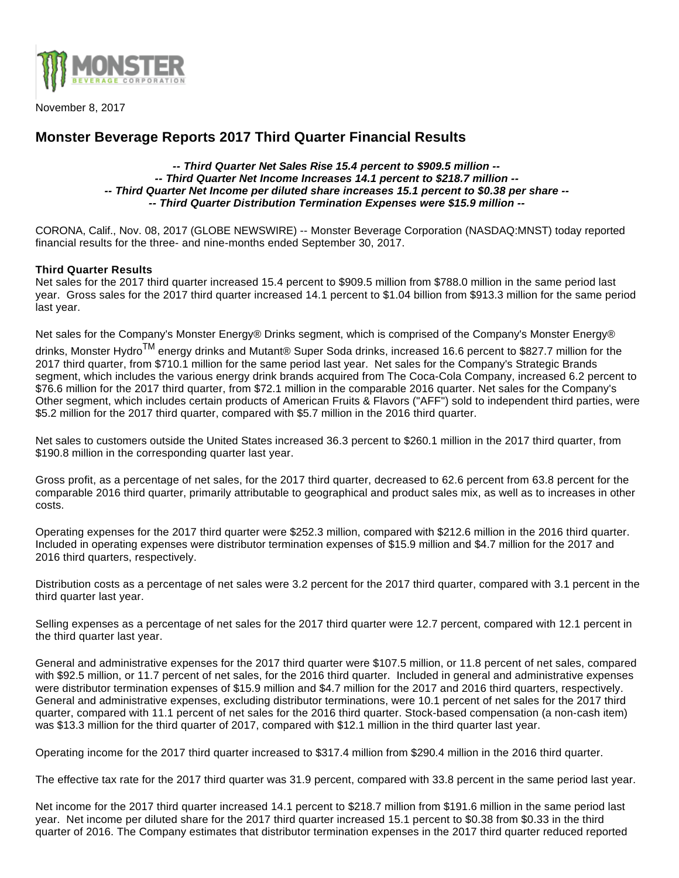MONSTER BEVERAGE CORPORATION

November 8, 2017

# Monster Beverage Reports 2017 Third Quarter Financial Results

***-- Third Quarter Net Sales Rise 15.4 percent to $909.5 million --***
***-- Third Quarter Net Income Increases 14.1 percent to $218.7 million --***
***-- Third Quarter Net Income per diluted share increases 15.1 percent to $0.38 per share --***
***-- Third Quarter Distribution Termination Expenses were $15.9 million --***

CORONA, Calif., Nov. 08, 2017 (GLOBE NEWSWIRE) -- Monster Beverage Corporation (NASDAQ:MNST) today reported financial results for the three- and nine-months ended September 30, 2017.

**Third Quarter Results**
Net sales for the 2017 third quarter increased 15.4 percent to $909.5 million from $788.0 million in the same period last year. Gross sales for the 2017 third quarter increased 14.1 percent to $1.04 billion from $913.3 million for the same period last year.

Net sales for the Company's Monster Energy® Drinks segment, which is comprised of the Company's Monster Energy® drinks, Monster Hydro™ energy drinks and Mutant® Super Soda drinks, increased 16.6 percent to $827.7 million for the 2017 third quarter, from $710.1 million for the same period last year. Net sales for the Company's Strategic Brands segment, which includes the various energy drink brands acquired from The Coca-Cola Company, increased 6.2 percent to $76.6 million for the 2017 third quarter, from $72.1 million in the comparable 2016 quarter. Net sales for the Company's Other segment, which includes certain products of American Fruits & Flavors ("AFF") sold to independent third parties, were $5.2 million for the 2017 third quarter, compared with $5.7 million in the 2016 third quarter.

Net sales to customers outside the United States increased 36.3 percent to $260.1 million in the 2017 third quarter, from $190.8 million in the corresponding quarter last year.

Gross profit, as a percentage of net sales, for the 2017 third quarter, decreased to 62.6 percent from 63.8 percent for the comparable 2016 third quarter, primarily attributable to geographical and product sales mix, as well as to increases in other costs.

Operating expenses for the 2017 third quarter were $252.3 million, compared with $212.6 million in the 2016 third quarter. Included in operating expenses were distributor termination expenses of $15.9 million and $4.7 million for the 2017 and 2016 third quarters, respectively.

Distribution costs as a percentage of net sales were 3.2 percent for the 2017 third quarter, compared with 3.1 percent in the third quarter last year.

Selling expenses as a percentage of net sales for the 2017 third quarter were 12.7 percent, compared with 12.1 percent in the third quarter last year.

General and administrative expenses for the 2017 third quarter were $107.5 million, or 11.8 percent of net sales, compared with $92.5 million, or 11.7 percent of net sales, for the 2016 third quarter. Included in general and administrative expenses were distributor termination expenses of $15.9 million and $4.7 million for the 2017 and 2016 third quarters, respectively. General and administrative expenses, excluding distributor terminations, were 10.1 percent of net sales for the 2017 third quarter, compared with 11.1 percent of net sales for the 2016 third quarter. Stock-based compensation (a non-cash item) was $13.3 million for the third quarter of 2017, compared with $12.1 million in the third quarter last year.

Operating income for the 2017 third quarter increased to $317.4 million from $290.4 million in the 2016 third quarter.

The effective tax rate for the 2017 third quarter was 31.9 percent, compared with 33.8 percent in the same period last year.

Net income for the 2017 third quarter increased 14.1 percent to $218.7 million from $191.6 million in the same period last year. Net income per diluted share for the 2017 third quarter increased 15.1 percent to $0.38 from $0.33 in the third quarter of 2016. The Company estimates that distributor termination expenses in the 2017 third quarter reduced reported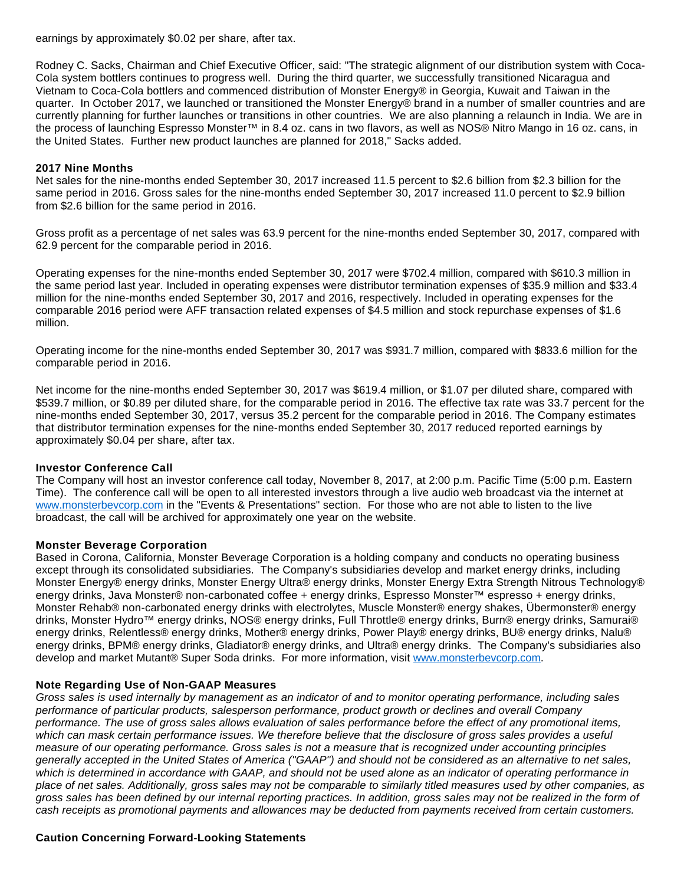earnings by approximately $0.02 per share, after tax.

Rodney C. Sacks, Chairman and Chief Executive Officer, said: "The strategic alignment of our distribution system with Coca-Cola system bottlers continues to progress well. During the third quarter, we successfully transitioned Nicaragua and Vietnam to Coca-Cola bottlers and commenced distribution of Monster Energy® in Georgia, Kuwait and Taiwan in the quarter. In October 2017, we launched or transitioned the Monster Energy® brand in a number of smaller countries and are currently planning for further launches or transitions in other countries. We are also planning a relaunch in India. We are in the process of launching Espresso Monster™ in 8.4 oz. cans in two flavors, as well as NOS® Nitro Mango in 16 oz. cans, in the United States. Further new product launches are planned for 2018," Sacks added.

**2017 Nine Months**

Net sales for the nine-months ended September 30, 2017 increased 11.5 percent to $2.6 billion from $2.3 billion for the same period in 2016. Gross sales for the nine-months ended September 30, 2017 increased 11.0 percent to $2.9 billion from $2.6 billion for the same period in 2016.

Gross profit as a percentage of net sales was 63.9 percent for the nine-months ended September 30, 2017, compared with 62.9 percent for the comparable period in 2016.

Operating expenses for the nine-months ended September 30, 2017 were $702.4 million, compared with $610.3 million in the same period last year. Included in operating expenses were distributor termination expenses of $35.9 million and $33.4 million for the nine-months ended September 30, 2017 and 2016, respectively. Included in operating expenses for the comparable 2016 period were AFF transaction related expenses of $4.5 million and stock repurchase expenses of $1.6 million.

Operating income for the nine-months ended September 30, 2017 was $931.7 million, compared with $833.6 million for the comparable period in 2016.

Net income for the nine-months ended September 30, 2017 was $619.4 million, or $1.07 per diluted share, compared with $539.7 million, or $0.89 per diluted share, for the comparable period in 2016. The effective tax rate was 33.7 percent for the nine-months ended September 30, 2017, versus 35.2 percent for the comparable period in 2016. The Company estimates that distributor termination expenses for the nine-months ended September 30, 2017 reduced reported earnings by approximately $0.04 per share, after tax.

**Investor Conference Call**

The Company will host an investor conference call today, November 8, 2017, at 2:00 p.m. Pacific Time (5:00 p.m. Eastern Time). The conference call will be open to all interested investors through a live audio web broadcast via the internet at www.monsterbevcorp.com in the "Events & Presentations" section. For those who are not able to listen to the live broadcast, the call will be archived for approximately one year on the website.

**Monster Beverage Corporation**

Based in Corona, California, Monster Beverage Corporation is a holding company and conducts no operating business except through its consolidated subsidiaries. The Company's subsidiaries develop and market energy drinks, including Monster Energy® energy drinks, Monster Energy Ultra® energy drinks, Monster Energy Extra Strength Nitrous Technology® energy drinks, Java Monster® non-carbonated coffee + energy drinks, Espresso Monster™ espresso + energy drinks, Monster Rehab® non-carbonated energy drinks with electrolytes, Muscle Monster® energy shakes, Übermonster® energy drinks, Monster Hydro™ energy drinks, NOS® energy drinks, Full Throttle® energy drinks, Burn® energy drinks, Samurai® energy drinks, Relentless® energy drinks, Mother® energy drinks, Power Play® energy drinks, BU® energy drinks, Nalu® energy drinks, BPM® energy drinks, Gladiator® energy drinks, and Ultra® energy drinks. The Company's subsidiaries also develop and market Mutant® Super Soda drinks. For more information, visit www.monsterbevcorp.com.

**Note Regarding Use of Non-GAAP Measures**

*Gross sales is used internally by management as an indicator of and to monitor operating performance, including sales performance of particular products, salesperson performance, product growth or declines and overall Company performance. The use of gross sales allows evaluation of sales performance before the effect of any promotional items, which can mask certain performance issues. We therefore believe that the disclosure of gross sales provides a useful measure of our operating performance. Gross sales is not a measure that is recognized under accounting principles generally accepted in the United States of America ("GAAP") and should not be considered as an alternative to net sales, which is determined in accordance with GAAP, and should not be used alone as an indicator of operating performance in place of net sales. Additionally, gross sales may not be comparable to similarly titled measures used by other companies, as gross sales has been defined by our internal reporting practices. In addition, gross sales may not be realized in the form of cash receipts as promotional payments and allowances may be deducted from payments received from certain customers.*

**Caution Concerning Forward-Looking Statements**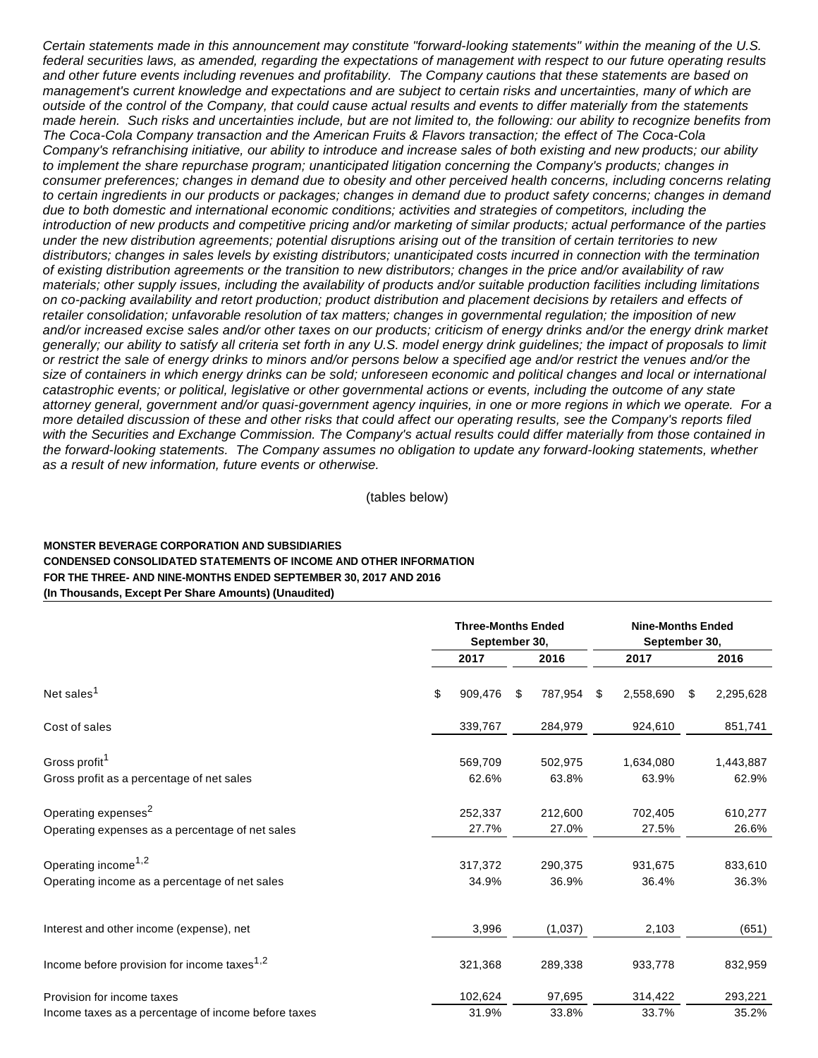*Certain statements made in this announcement may constitute "forward-looking statements" within the meaning of the U.S. federal securities laws, as amended, regarding the expectations of management with respect to our future operating results and other future events including revenues and profitability. The Company cautions that these statements are based on management's current knowledge and expectations and are subject to certain risks and uncertainties, many of which are outside of the control of the Company, that could cause actual results and events to differ materially from the statements made herein. Such risks and uncertainties include, but are not limited to, the following: our ability to recognize benefits from The Coca-Cola Company transaction and the American Fruits & Flavors transaction; the effect of The Coca-Cola Company's refranchising initiative, our ability to introduce and increase sales of both existing and new products; our ability to implement the share repurchase program; unanticipated litigation concerning the Company's products; changes in consumer preferences; changes in demand due to obesity and other perceived health concerns, including concerns relating to certain ingredients in our products or packages; changes in demand due to product safety concerns; changes in demand due to both domestic and international economic conditions; activities and strategies of competitors, including the introduction of new products and competitive pricing and/or marketing of similar products; actual performance of the parties under the new distribution agreements; potential disruptions arising out of the transition of certain territories to new distributors; changes in sales levels by existing distributors; unanticipated costs incurred in connection with the termination of existing distribution agreements or the transition to new distributors; changes in the price and/or availability of raw materials; other supply issues, including the availability of products and/or suitable production facilities including limitations on co-packing availability and retort production; product distribution and placement decisions by retailers and effects of retailer consolidation; unfavorable resolution of tax matters; changes in governmental regulation; the imposition of new and/or increased excise sales and/or other taxes on our products; criticism of energy drinks and/or the energy drink market generally; our ability to satisfy all criteria set forth in any U.S. model energy drink guidelines; the impact of proposals to limit or restrict the sale of energy drinks to minors and/or persons below a specified age and/or restrict the venues and/or the size of containers in which energy drinks can be sold; unforeseen economic and political changes and local or international catastrophic events; or political, legislative or other governmental actions or events, including the outcome of any state attorney general, government and/or quasi-government agency inquiries, in one or more regions in which we operate. For a more detailed discussion of these and other risks that could affect our operating results, see the Company's reports filed with the Securities and Exchange Commission. The Company's actual results could differ materially from those contained in the forward-looking statements. The Company assumes no obligation to update any forward-looking statements, whether as a result of new information, future events or otherwise.*

(tables below)

**MONSTER BEVERAGE CORPORATION AND SUBSIDIARIES**
**CONDENSED CONSOLIDATED STATEMENTS OF INCOME AND OTHER INFORMATION**
**FOR THE THREE- AND NINE-MONTHS ENDED SEPTEMBER 30, 2017 AND 2016**
**(In Thousands, Except Per Share Amounts) (Unaudited)**

| | Three-Months Ended September 30, | | Nine-Months Ended September 30, | |
|---|---|---|---|---|
| | 2017 | 2016 | 2017 | 2016 |
| Net sales[1] | $ 909,476 | $ 787,954 | $ 2,558,690 | $ 2,295,628 |
| Cost of sales | 339,767 | 284,979 | 924,610 | 851,741 |
| Gross profit[1] | 569,709 | 502,975 | 1,634,080 | 1,443,887 |
| Gross profit as a percentage of net sales | 62.6% | 63.8% | 63.9% | 62.9% |
| Operating expenses[2] | 252,337 | 212,600 | 702,405 | 610,277 |
| Operating expenses as a percentage of net sales | 27.7% | 27.0% | 27.5% | 26.6% |
| Operating income[1,2] | 317,372 | 290,375 | 931,675 | 833,610 |
| Operating income as a percentage of net sales | 34.9% | 36.9% | 36.4% | 36.3% |
| Interest and other income (expense), net | 3,996 | (1,037) | 2,103 | (651) |
| Income before provision for income taxes[1,2] | 321,368 | 289,338 | 933,778 | 832,959 |
| Provision for income taxes | 102,624 | 97,695 | 314,422 | 293,221 |
| Income taxes as a percentage of income before taxes | 31.9% | 33.8% | 33.7% | 35.2% |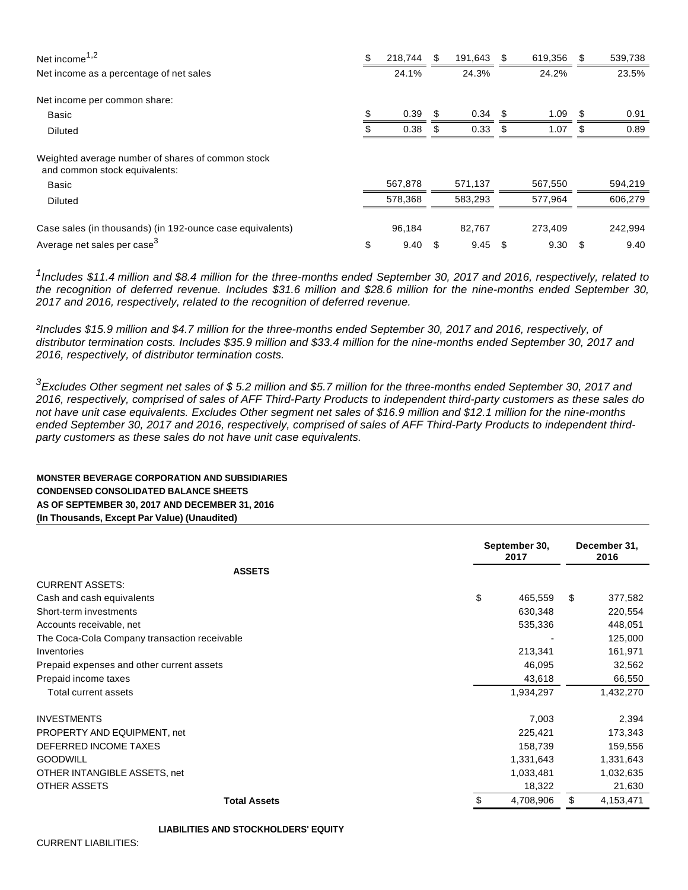| | | | | |
|---|---|---|---|---|
| Net income[1,2] | $ 218,744 | $ 191,643 | $ 619,356 | $ 539,738 |
| Net income as a percentage of net sales | 24.1% | 24.3% | 24.2% | 23.5% |
| Net income per common share: | | | | |
| Basic | $ 0.39 | $ 0.34 | $ 1.09 | $ 0.91 |
| Diluted | $ 0.38 | $ 0.33 | $ 1.07 | $ 0.89 |
| Weighted average number of shares of common stock and common stock equivalents: | | | | |
| Basic | 567,878 | 571,137 | 567,550 | 594,219 |
| Diluted | 578,368 | 583,293 | 577,964 | 606,279 |
| Case sales (in thousands) (in 192-ounce case equivalents) | 96,184 | 82,767 | 273,409 | 242,994 |
| Average net sales per case[3] | $ 9.40 | $ 9.45 | $ 9.30 | $ 9.40 |

*[1]Includes $11.4 million and $8.4 million for the three-months ended September 30, 2017 and 2016, respectively, related to the recognition of deferred revenue. Includes $31.6 million and $28.6 million for the nine-months ended September 30, 2017 and 2016, respectively, related to the recognition of deferred revenue.*

*[2]Includes $15.9 million and $4.7 million for the three-months ended September 30, 2017 and 2016, respectively, of distributor termination costs. Includes $35.9 million and $33.4 million for the nine-months ended September 30, 2017 and 2016, respectively, of distributor termination costs.*

*[3]Excludes Other segment net sales of $ 5.2 million and $5.7 million for the three-months ended September 30, 2017 and 2016, respectively, comprised of sales of AFF Third-Party Products to independent third-party customers as these sales do not have unit case equivalents. Excludes Other segment net sales of $16.9 million and $12.1 million for the nine-months ended September 30, 2017 and 2016, respectively, comprised of sales of AFF Third-Party Products to independent third-party customers as these sales do not have unit case equivalents.*

**MONSTER BEVERAGE CORPORATION AND SUBSIDIARIES**
**CONDENSED CONSOLIDATED BALANCE SHEETS**
**AS OF SEPTEMBER 30, 2017 AND DECEMBER 31, 2016**
**(In Thousands, Except Par Value) (Unaudited)**

| | September 30, 2017 | December 31, 2016 |
|---|---|---|
| **ASSETS** | | |
| CURRENT ASSETS: | | |
| Cash and cash equivalents | $ 465,559 | $ 377,582 |
| Short-term investments | 630,348 | 220,554 |
| Accounts receivable, net | 535,336 | 448,051 |
| The Coca-Cola Company transaction receivable | - | 125,000 |
| Inventories | 213,341 | 161,971 |
| Prepaid expenses and other current assets | 46,095 | 32,562 |
| Prepaid income taxes | 43,618 | 66,550 |
| Total current assets | 1,934,297 | 1,432,270 |
| INVESTMENTS | 7,003 | 2,394 |
| PROPERTY AND EQUIPMENT, net | 225,421 | 173,343 |
| DEFERRED INCOME TAXES | 158,739 | 159,556 |
| GOODWILL | 1,331,643 | 1,331,643 |
| OTHER INTANGIBLE ASSETS, net | 1,033,481 | 1,032,635 |
| OTHER ASSETS | 18,322 | 21,630 |
| **Total Assets** | $ 4,708,906 | $ 4,153,471 |

**LIABILITIES AND STOCKHOLDERS' EQUITY**

CURRENT LIABILITIES: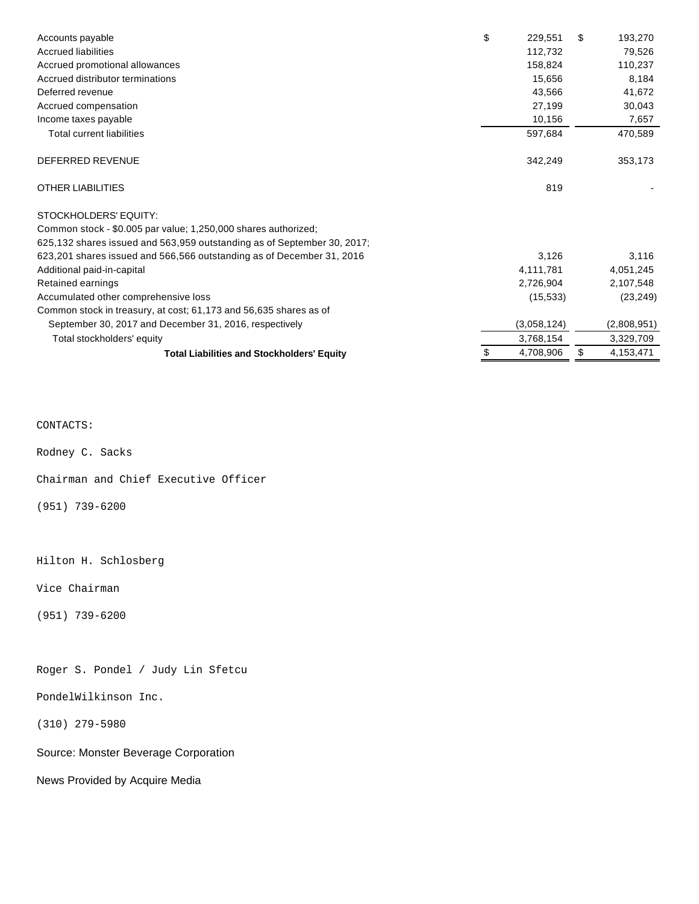| | | |
|---|---|---|
| Accounts payable | $ 229,551 | $ 193,270 |
| Accrued liabilities | 112,732 | 79,526 |
| Accrued promotional allowances | 158,824 | 110,237 |
| Accrued distributor terminations | 15,656 | 8,184 |
| Deferred revenue | 43,566 | 41,672 |
| Accrued compensation | 27,199 | 30,043 |
| Income taxes payable | 10,156 | 7,657 |
| Total current liabilities | 597,684 | 470,589 |
| DEFERRED REVENUE | 342,249 | 353,173 |
| OTHER LIABILITIES | 819 | - |
| STOCKHOLDERS' EQUITY: | | |
| Common stock - $0.005 par value; 1,250,000 shares authorized; 625,132 shares issued and 563,959 outstanding as of September 30, 2017; 623,201 shares issued and 566,566 outstanding as of December 31, 2016 | 3,126 | 3,116 |
| Additional paid-in-capital | 4,111,781 | 4,051,245 |
| Retained earnings | 2,726,904 | 2,107,548 |
| Accumulated other comprehensive loss | (15,533) | (23,249) |
| Common stock in treasury, at cost; 61,173 and 56,635 shares as of September 30, 2017 and December 31, 2016, respectively | (3,058,124) | (2,808,951) |
| Total stockholders' equity | 3,768,154 | 3,329,709 |
| **Total Liabilities and Stockholders' Equity** | $ 4,708,906 | $ 4,153,471 |

CONTACTS:

Rodney C. Sacks

Chairman and Chief Executive Officer

(951) 739-6200

Hilton H. Schlosberg

Vice Chairman

(951) 739-6200

Roger S. Pondel / Judy Lin Sfetcu

PondelWilkinson Inc.

(310) 279-5980

Source: Monster Beverage Corporation

News Provided by Acquire Media